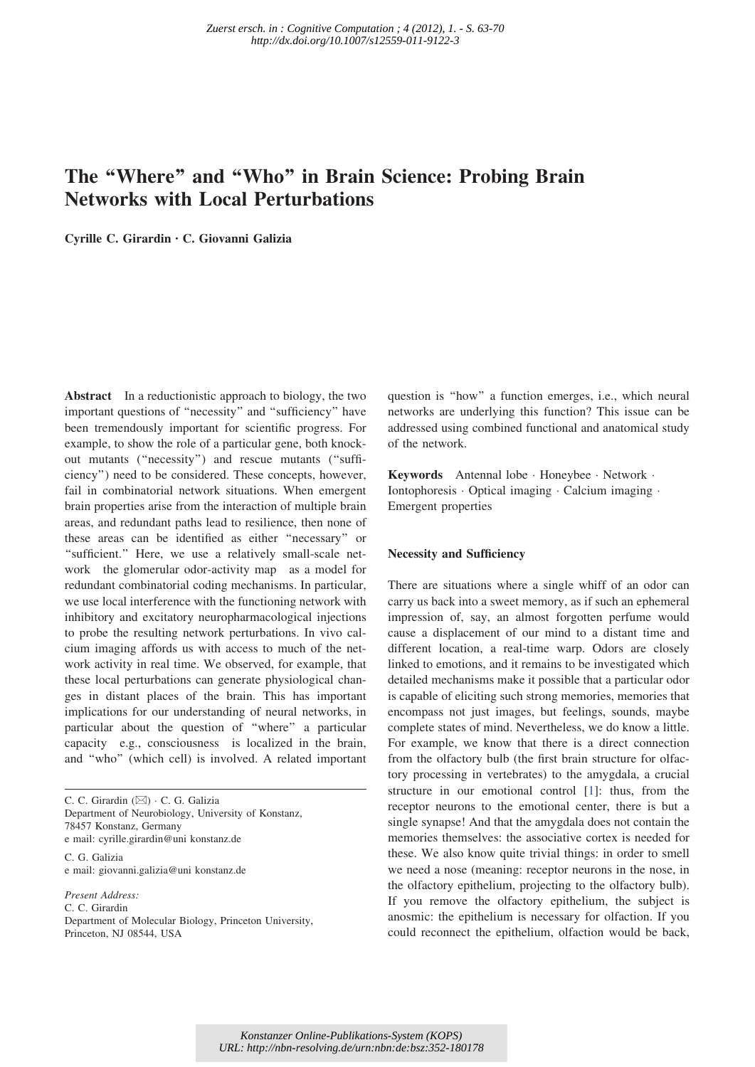Zuerst ersch. in : Cognitive Computation ; 4 (2012), 1. - S. 63-70
http://dx.doi.org/10.1007/s12559-011-9122-3

# The "Where" and "Who" in Brain Science: Probing Brain Networks with Local Perturbations

**Cyrille C. Girardin · C. Giovanni Galizia**

**Abstract** In a reductionistic approach to biology, the two important questions of "necessity" and "sufficiency" have been tremendously important for scientific progress. For example, to show the role of a particular gene, both knockout mutants ("necessity") and rescue mutants ("sufficiency") need to be considered. These concepts, however, fail in combinatorial network situations. When emergent brain properties arise from the interaction of multiple brain areas, and redundant paths lead to resilience, then none of these areas can be identified as either "necessary" or "sufficient." Here, we use a relatively small-scale network the glomerular odor-activity map as a model for redundant combinatorial coding mechanisms. In particular, we use local interference with the functioning network with inhibitory and excitatory neuropharmacological injections to probe the resulting network perturbations. In vivo calcium imaging affords us with access to much of the network activity in real time. We observed, for example, that these local perturbations can generate physiological changes in distant places of the brain. This has important implications for our understanding of neural networks, in particular about the question of "where" a particular capacity e.g., consciousness is localized in the brain, and "who" (which cell) is involved. A related important question is "how" a function emerges, i.e., which neural networks are underlying this function? This issue can be addressed using combined functional and anatomical study of the network.

**Keywords** Antennal lobe · Honeybee · Network · Iontophoresis · Optical imaging · Calcium imaging · Emergent properties

C. C. Girardin (✉) · C. G. Galizia
Department of Neurobiology, University of Konstanz, 78457 Konstanz, Germany
e mail: cyrille.girardin@uni konstanz.de

C. G. Galizia
e mail: giovanni.galizia@uni konstanz.de

*Present Address:*
C. C. Girardin
Department of Molecular Biology, Princeton University, Princeton, NJ 08544, USA

## Necessity and Sufficiency

There are situations where a single whiff of an odor can carry us back into a sweet memory, as if such an ephemeral impression of, say, an almost forgotten perfume would cause a displacement of our mind to a distant time and different location, a real-time warp. Odors are closely linked to emotions, and it remains to be investigated which detailed mechanisms make it possible that a particular odor is capable of eliciting such strong memories, memories that encompass not just images, but feelings, sounds, maybe complete states of mind. Nevertheless, we do know a little. For example, we know that there is a direct connection from the olfactory bulb (the first brain structure for olfactory processing in vertebrates) to the amygdala, a crucial structure in our emotional control [1]: thus, from the receptor neurons to the emotional center, there is but a single synapse! And that the amygdala does not contain the memories themselves: the associative cortex is needed for these. We also know quite trivial things: in order to smell we need a nose (meaning: receptor neurons in the nose, in the olfactory epithelium, projecting to the olfactory bulb). If you remove the olfactory epithelium, the subject is anosmic: the epithelium is necessary for olfaction. If you could reconnect the epithelium, olfaction would be back,

Konstanzer Online-Publikations-System (KOPS)
URL: http://nbn-resolving.de/urn:nbn:de:bsz:352-180178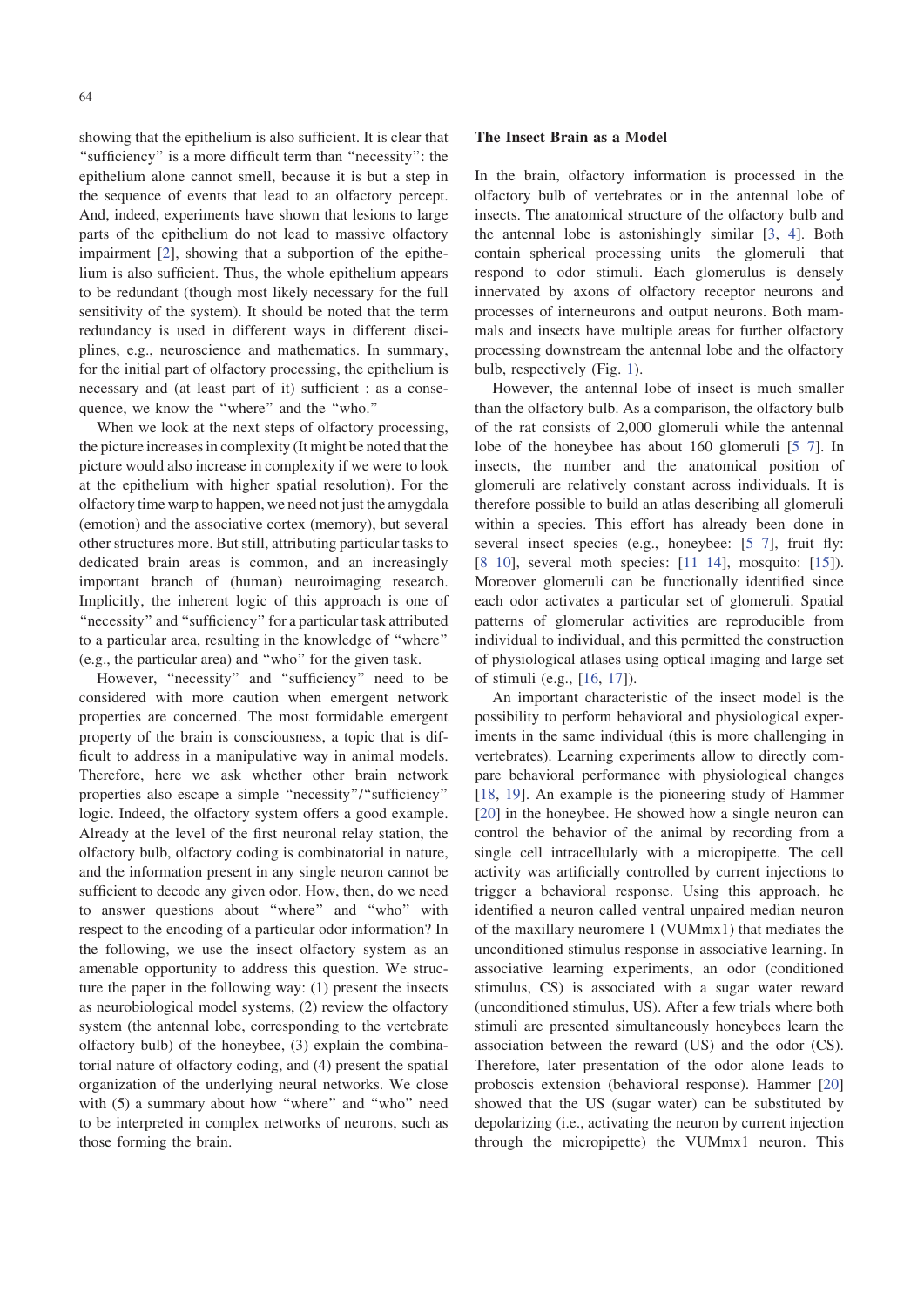showing that the epithelium is also sufficient. It is clear that "sufficiency" is a more difficult term than "necessity": the epithelium alone cannot smell, because it is but a step in the sequence of events that lead to an olfactory percept. And, indeed, experiments have shown that lesions to large parts of the epithelium do not lead to massive olfactory impairment [2], showing that a subportion of the epithelium is also sufficient. Thus, the whole epithelium appears to be redundant (though most likely necessary for the full sensitivity of the system). It should be noted that the term redundancy is used in different ways in different disciplines, e.g., neuroscience and mathematics. In summary, for the initial part of olfactory processing, the epithelium is necessary and (at least part of it) sufficient : as a consequence, we know the "where" and the "who."

When we look at the next steps of olfactory processing, the picture increases in complexity (It might be noted that the picture would also increase in complexity if we were to look at the epithelium with higher spatial resolution). For the olfactory time warp to happen, we need not just the amygdala (emotion) and the associative cortex (memory), but several other structures more. But still, attributing particular tasks to dedicated brain areas is common, and an increasingly important branch of (human) neuroimaging research. Implicitly, the inherent logic of this approach is one of "necessity" and "sufficiency" for a particular task attributed to a particular area, resulting in the knowledge of "where" (e.g., the particular area) and "who" for the given task.

However, "necessity" and "sufficiency" need to be considered with more caution when emergent network properties are concerned. The most formidable emergent property of the brain is consciousness, a topic that is difficult to address in a manipulative way in animal models. Therefore, here we ask whether other brain network properties also escape a simple "necessity"/"sufficiency" logic. Indeed, the olfactory system offers a good example. Already at the level of the first neuronal relay station, the olfactory bulb, olfactory coding is combinatorial in nature, and the information present in any single neuron cannot be sufficient to decode any given odor. How, then, do we need to answer questions about "where" and "who" with respect to the encoding of a particular odor information? In the following, we use the insect olfactory system as an amenable opportunity to address this question. We structure the paper in the following way: (1) present the insects as neurobiological model systems, (2) review the olfactory system (the antennal lobe, corresponding to the vertebrate olfactory bulb) of the honeybee, (3) explain the combinatorial nature of olfactory coding, and (4) present the spatial organization of the underlying neural networks. We close with (5) a summary about how "where" and "who" need to be interpreted in complex networks of neurons, such as those forming the brain.

## The Insect Brain as a Model

In the brain, olfactory information is processed in the olfactory bulb of vertebrates or in the antennal lobe of insects. The anatomical structure of the olfactory bulb and the antennal lobe is astonishingly similar [3, 4]. Both contain spherical processing units  the glomeruli  that respond to odor stimuli. Each glomerulus is densely innervated by axons of olfactory receptor neurons and processes of interneurons and output neurons. Both mammals and insects have multiple areas for further olfactory processing downstream the antennal lobe and the olfactory bulb, respectively (Fig. 1).

However, the antennal lobe of insect is much smaller than the olfactory bulb. As a comparison, the olfactory bulb of the rat consists of 2,000 glomeruli while the antennal lobe of the honeybee has about 160 glomeruli [5 7]. In insects, the number and the anatomical position of glomeruli are relatively constant across individuals. It is therefore possible to build an atlas describing all glomeruli within a species. This effort has already been done in several insect species (e.g., honeybee: [5 7], fruit fly: [8 10], several moth species: [11 14], mosquito: [15]). Moreover glomeruli can be functionally identified since each odor activates a particular set of glomeruli. Spatial patterns of glomerular activities are reproducible from individual to individual, and this permitted the construction of physiological atlases using optical imaging and large set of stimuli (e.g., [16, 17]).

An important characteristic of the insect model is the possibility to perform behavioral and physiological experiments in the same individual (this is more challenging in vertebrates). Learning experiments allow to directly compare behavioral performance with physiological changes [18, 19]. An example is the pioneering study of Hammer [20] in the honeybee. He showed how a single neuron can control the behavior of the animal by recording from a single cell intracellularly with a micropipette. The cell activity was artificially controlled by current injections to trigger a behavioral response. Using this approach, he identified a neuron called ventral unpaired median neuron of the maxillary neuromere 1 (VUMmx1) that mediates the unconditioned stimulus response in associative learning. In associative learning experiments, an odor (conditioned stimulus, CS) is associated with a sugar water reward (unconditioned stimulus, US). After a few trials where both stimuli are presented simultaneously honeybees learn the association between the reward (US) and the odor (CS). Therefore, later presentation of the odor alone leads to proboscis extension (behavioral response). Hammer [20] showed that the US (sugar water) can be substituted by depolarizing (i.e., activating the neuron by current injection through the micropipette) the VUMmx1 neuron. This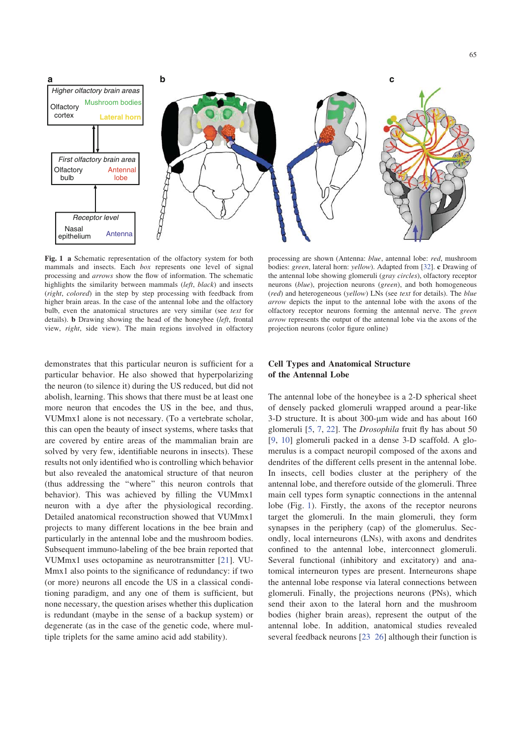a

Higher olfactory brain areas

Olfactory cortex

Mushroom bodies

Lateral horn

First olfactory brain area

Olfactory bulb

Antennal lobe

Receptor level

Nasal epithelium

Antenna

b

c

**Fig. 1** **a** Schematic representation of the olfactory system for both mammals and insects. Each *box* represents one level of signal processing and *arrows* show the flow of information. The schematic highlights the similarity between mammals (*left*, *black*) and insects (*right*, *colored*) in the step by step processing with feedback from higher brain areas. In the case of the antennal lobe and the olfactory bulb, even the anatomical structures are very similar (see *text* for details). **b** Drawing showing the head of the honeybee (*left*, frontal view, *right*, side view). The main regions involved in olfactory processing are shown (Antenna: *blue*, antennal lobe: *red*, mushroom bodies: *green*, lateral horn: *yellow*). Adapted from [32]. **c** Drawing of the antennal lobe showing glomeruli (*gray circles*), olfactory receptor neurons (*blue*), projection neurons (*green*), and both homogeneous (*red*) and heterogeneous (*yellow*) LNs (see *text* for details). The *blue arrow* depicts the input to the antennal lobe with the axons of the olfactory receptor neurons forming the antennal nerve. The *green arrow* represents the output of the antennal lobe via the axons of the projection neurons (color figure online)

demonstrates that this particular neuron is sufficient for a particular behavior. He also showed that hyperpolarizing the neuron (to silence it) during the US reduced, but did not abolish, learning. This shows that there must be at least one more neuron that encodes the US in the bee, and thus, VUMmx1 alone is not necessary. (To a vertebrate scholar, this can open the beauty of insect systems, where tasks that are covered by entire areas of the mammalian brain are solved by very few, identifiable neurons in insects). These results not only identified who is controlling which behavior but also revealed the anatomical structure of that neuron (thus addressing the "where" this neuron controls that behavior). This was achieved by filling the VUMmx1 neuron with a dye after the physiological recording. Detailed anatomical reconstruction showed that VUMmx1 projects to many different locations in the bee brain and particularly in the antennal lobe and the mushroom bodies. Subsequent immuno-labeling of the bee brain reported that VUMmx1 uses octopamine as neurotransmitter [21]. VUMmx1 also points to the significance of redundancy: if two (or more) neurons all encode the US in a classical conditioning paradigm, and any one of them is sufficient, but none necessary, the question arises whether this duplication is redundant (maybe in the sense of a backup system) or degenerate (as in the case of the genetic code, where multiple triplets for the same amino acid add stability).

## Cell Types and Anatomical Structure of the Antennal Lobe

The antennal lobe of the honeybee is a 2-D spherical sheet of densely packed glomeruli wrapped around a pear-like 3-D structure. It is about 300-μm wide and has about 160 glomeruli [5, 7, 22]. The *Drosophila* fruit fly has about 50 [9, 10] glomeruli packed in a dense 3-D scaffold. A glomerulus is a compact neuropil composed of the axons and dendrites of the different cells present in the antennal lobe. In insects, cell bodies cluster at the periphery of the antennal lobe, and therefore outside of the glomeruli. Three main cell types form synaptic connections in the antennal lobe (Fig. 1). Firstly, the axons of the receptor neurons target the glomeruli. In the main glomeruli, they form synapses in the periphery (cap) of the glomerulus. Secondly, local interneurons (LNs), with axons and dendrites confined to the antennal lobe, interconnect glomeruli. Several functional (inhibitory and excitatory) and anatomical interneuron types are present. Interneurons shape the antennal lobe response via lateral connections between glomeruli. Finally, the projections neurons (PNs), which send their axon to the lateral horn and the mushroom bodies (higher brain areas), represent the output of the antennal lobe. In addition, anatomical studies revealed several feedback neurons [23 26] although their function is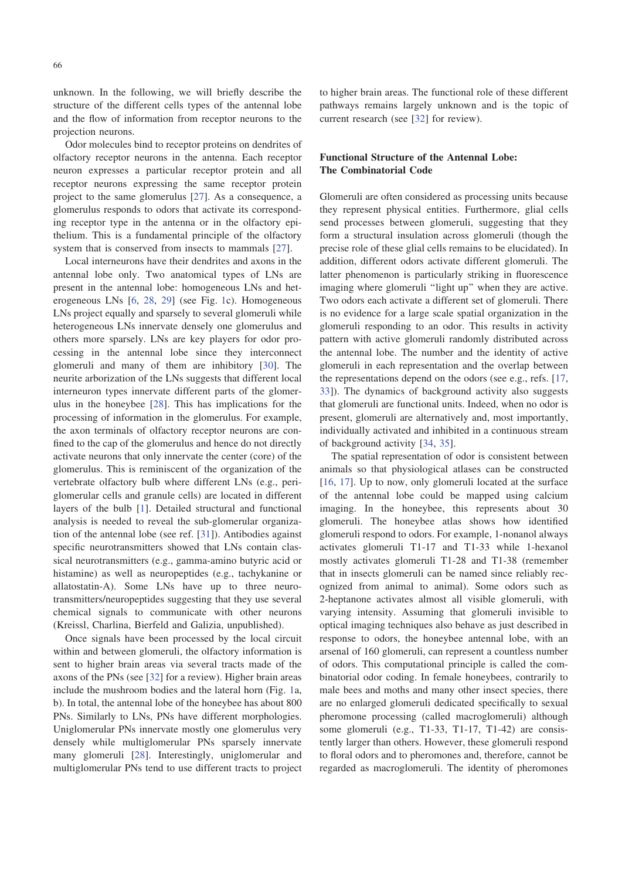unknown. In the following, we will briefly describe the structure of the different cells types of the antennal lobe and the flow of information from receptor neurons to the projection neurons.

Odor molecules bind to receptor proteins on dendrites of olfactory receptor neurons in the antenna. Each receptor neuron expresses a particular receptor protein and all receptor neurons expressing the same receptor protein project to the same glomerulus [27]. As a consequence, a glomerulus responds to odors that activate its corresponding receptor type in the antenna or in the olfactory epithelium. This is a fundamental principle of the olfactory system that is conserved from insects to mammals [27].

Local interneurons have their dendrites and axons in the antennal lobe only. Two anatomical types of LNs are present in the antennal lobe: homogeneous LNs and heterogeneous LNs [6, 28, 29] (see Fig. 1c). Homogeneous LNs project equally and sparsely to several glomeruli while heterogeneous LNs innervate densely one glomerulus and others more sparsely. LNs are key players for odor processing in the antennal lobe since they interconnect glomeruli and many of them are inhibitory [30]. The neurite arborization of the LNs suggests that different local interneuron types innervate different parts of the glomerulus in the honeybee [28]. This has implications for the processing of information in the glomerulus. For example, the axon terminals of olfactory receptor neurons are confined to the cap of the glomerulus and hence do not directly activate neurons that only innervate the center (core) of the glomerulus. This is reminiscent of the organization of the vertebrate olfactory bulb where different LNs (e.g., periglomerular cells and granule cells) are located in different layers of the bulb [1]. Detailed structural and functional analysis is needed to reveal the sub-glomerular organization of the antennal lobe (see ref. [31]). Antibodies against specific neurotransmitters showed that LNs contain classical neurotransmitters (e.g., gamma-amino butyric acid or histamine) as well as neuropeptides (e.g., tachykanine or allatostatin-A). Some LNs have up to three neurotransmitters/neuropeptides suggesting that they use several chemical signals to communicate with other neurons (Kreissl, Charlina, Bierfeld and Galizia, unpublished).

Once signals have been processed by the local circuit within and between glomeruli, the olfactory information is sent to higher brain areas via several tracts made of the axons of the PNs (see [32] for a review). Higher brain areas include the mushroom bodies and the lateral horn (Fig. 1a, b). In total, the antennal lobe of the honeybee has about 800 PNs. Similarly to LNs, PNs have different morphologies. Uniglomerular PNs innervate mostly one glomerulus very densely while multiglomerular PNs sparsely innervate many glomeruli [28]. Interestingly, uniglomerular and multiglomerular PNs tend to use different tracts to project to higher brain areas. The functional role of these different pathways remains largely unknown and is the topic of current research (see [32] for review).

## Functional Structure of the Antennal Lobe: The Combinatorial Code

Glomeruli are often considered as processing units because they represent physical entities. Furthermore, glial cells send processes between glomeruli, suggesting that they form a structural insulation across glomeruli (though the precise role of these glial cells remains to be elucidated). In addition, different odors activate different glomeruli. The latter phenomenon is particularly striking in fluorescence imaging where glomeruli "light up" when they are active. Two odors each activate a different set of glomeruli. There is no evidence for a large scale spatial organization in the glomeruli responding to an odor. This results in activity pattern with active glomeruli randomly distributed across the antennal lobe. The number and the identity of active glomeruli in each representation and the overlap between the representations depend on the odors (see e.g., refs. [17, 33]). The dynamics of background activity also suggests that glomeruli are functional units. Indeed, when no odor is present, glomeruli are alternatively and, most importantly, individually activated and inhibited in a continuous stream of background activity [34, 35].

The spatial representation of odor is consistent between animals so that physiological atlases can be constructed [16, 17]. Up to now, only glomeruli located at the surface of the antennal lobe could be mapped using calcium imaging. In the honeybee, this represents about 30 glomeruli. The honeybee atlas shows how identified glomeruli respond to odors. For example, 1-nonanol always activates glomeruli T1-17 and T1-33 while 1-hexanol mostly activates glomeruli T1-28 and T1-38 (remember that in insects glomeruli can be named since reliably recognized from animal to animal). Some odors such as 2-heptanone activates almost all visible glomeruli, with varying intensity. Assuming that glomeruli invisible to optical imaging techniques also behave as just described in response to odors, the honeybee antennal lobe, with an arsenal of 160 glomeruli, can represent a countless number of odors. This computational principle is called the combinatorial odor coding. In female honeybees, contrarily to male bees and moths and many other insect species, there are no enlarged glomeruli dedicated specifically to sexual pheromone processing (called macroglomeruli) although some glomeruli (e.g., T1-33, T1-17, T1-42) are consistently larger than others. However, these glomeruli respond to floral odors and to pheromones and, therefore, cannot be regarded as macroglomeruli. The identity of pheromones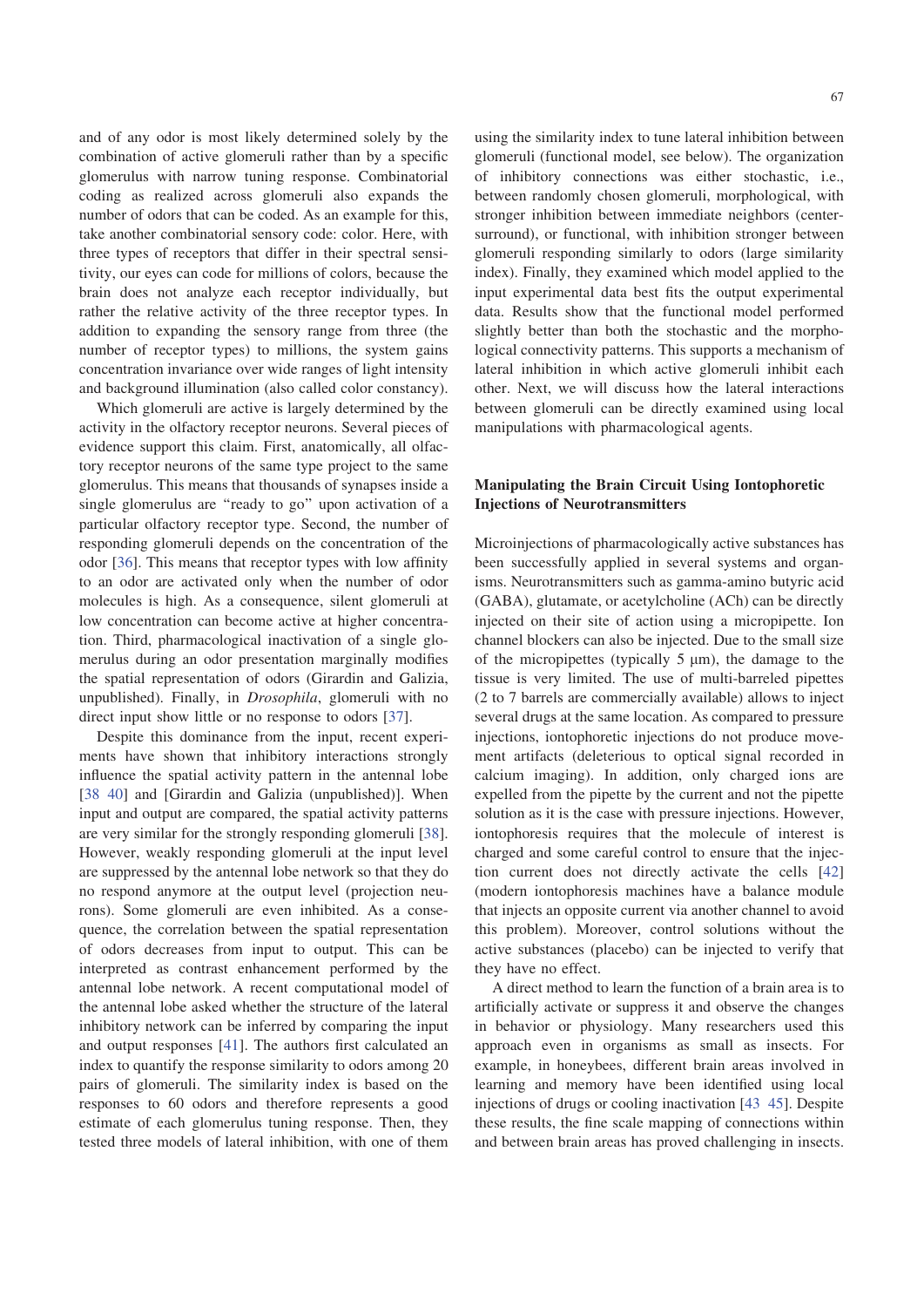and of any odor is most likely determined solely by the combination of active glomeruli rather than by a specific glomerulus with narrow tuning response. Combinatorial coding as realized across glomeruli also expands the number of odors that can be coded. As an example for this, take another combinatorial sensory code: color. Here, with three types of receptors that differ in their spectral sensitivity, our eyes can code for millions of colors, because the brain does not analyze each receptor individually, but rather the relative activity of the three receptor types. In addition to expanding the sensory range from three (the number of receptor types) to millions, the system gains concentration invariance over wide ranges of light intensity and background illumination (also called color constancy).

Which glomeruli are active is largely determined by the activity in the olfactory receptor neurons. Several pieces of evidence support this claim. First, anatomically, all olfactory receptor neurons of the same type project to the same glomerulus. This means that thousands of synapses inside a single glomerulus are "ready to go" upon activation of a particular olfactory receptor type. Second, the number of responding glomeruli depends on the concentration of the odor [36]. This means that receptor types with low affinity to an odor are activated only when the number of odor molecules is high. As a consequence, silent glomeruli at low concentration can become active at higher concentration. Third, pharmacological inactivation of a single glomerulus during an odor presentation marginally modifies the spatial representation of odors (Girardin and Galizia, unpublished). Finally, in *Drosophila*, glomeruli with no direct input show little or no response to odors [37].

Despite this dominance from the input, recent experiments have shown that inhibitory interactions strongly influence the spatial activity pattern in the antennal lobe [38 40] and [Girardin and Galizia (unpublished)]. When input and output are compared, the spatial activity patterns are very similar for the strongly responding glomeruli [38]. However, weakly responding glomeruli at the input level are suppressed by the antennal lobe network so that they do no respond anymore at the output level (projection neurons). Some glomeruli are even inhibited. As a consequence, the correlation between the spatial representation of odors decreases from input to output. This can be interpreted as contrast enhancement performed by the antennal lobe network. A recent computational model of the antennal lobe asked whether the structure of the lateral inhibitory network can be inferred by comparing the input and output responses [41]. The authors first calculated an index to quantify the response similarity to odors among 20 pairs of glomeruli. The similarity index is based on the responses to 60 odors and therefore represents a good estimate of each glomerulus tuning response. Then, they tested three models of lateral inhibition, with one of them using the similarity index to tune lateral inhibition between glomeruli (functional model, see below). The organization of inhibitory connections was either stochastic, i.e., between randomly chosen glomeruli, morphological, with stronger inhibition between immediate neighbors (center-surround), or functional, with inhibition stronger between glomeruli responding similarly to odors (large similarity index). Finally, they examined which model applied to the input experimental data best fits the output experimental data. Results show that the functional model performed slightly better than both the stochastic and the morphological connectivity patterns. This supports a mechanism of lateral inhibition in which active glomeruli inhibit each other. Next, we will discuss how the lateral interactions between glomeruli can be directly examined using local manipulations with pharmacological agents.

## Manipulating the Brain Circuit Using Iontophoretic Injections of Neurotransmitters

Microinjections of pharmacologically active substances has been successfully applied in several systems and organisms. Neurotransmitters such as gamma-amino butyric acid (GABA), glutamate, or acetylcholine (ACh) can be directly injected on their site of action using a micropipette. Ion channel blockers can also be injected. Due to the small size of the micropipettes (typically 5 μm), the damage to the tissue is very limited. The use of multi-barreled pipettes (2 to 7 barrels are commercially available) allows to inject several drugs at the same location. As compared to pressure injections, iontophoretic injections do not produce movement artifacts (deleterious to optical signal recorded in calcium imaging). In addition, only charged ions are expelled from the pipette by the current and not the pipette solution as it is the case with pressure injections. However, iontophoresis requires that the molecule of interest is charged and some careful control to ensure that the injection current does not directly activate the cells [42] (modern iontophoresis machines have a balance module that injects an opposite current via another channel to avoid this problem). Moreover, control solutions without the active substances (placebo) can be injected to verify that they have no effect.

A direct method to learn the function of a brain area is to artificially activate or suppress it and observe the changes in behavior or physiology. Many researchers used this approach even in organisms as small as insects. For example, in honeybees, different brain areas involved in learning and memory have been identified using local injections of drugs or cooling inactivation [43 45]. Despite these results, the fine scale mapping of connections within and between brain areas has proved challenging in insects.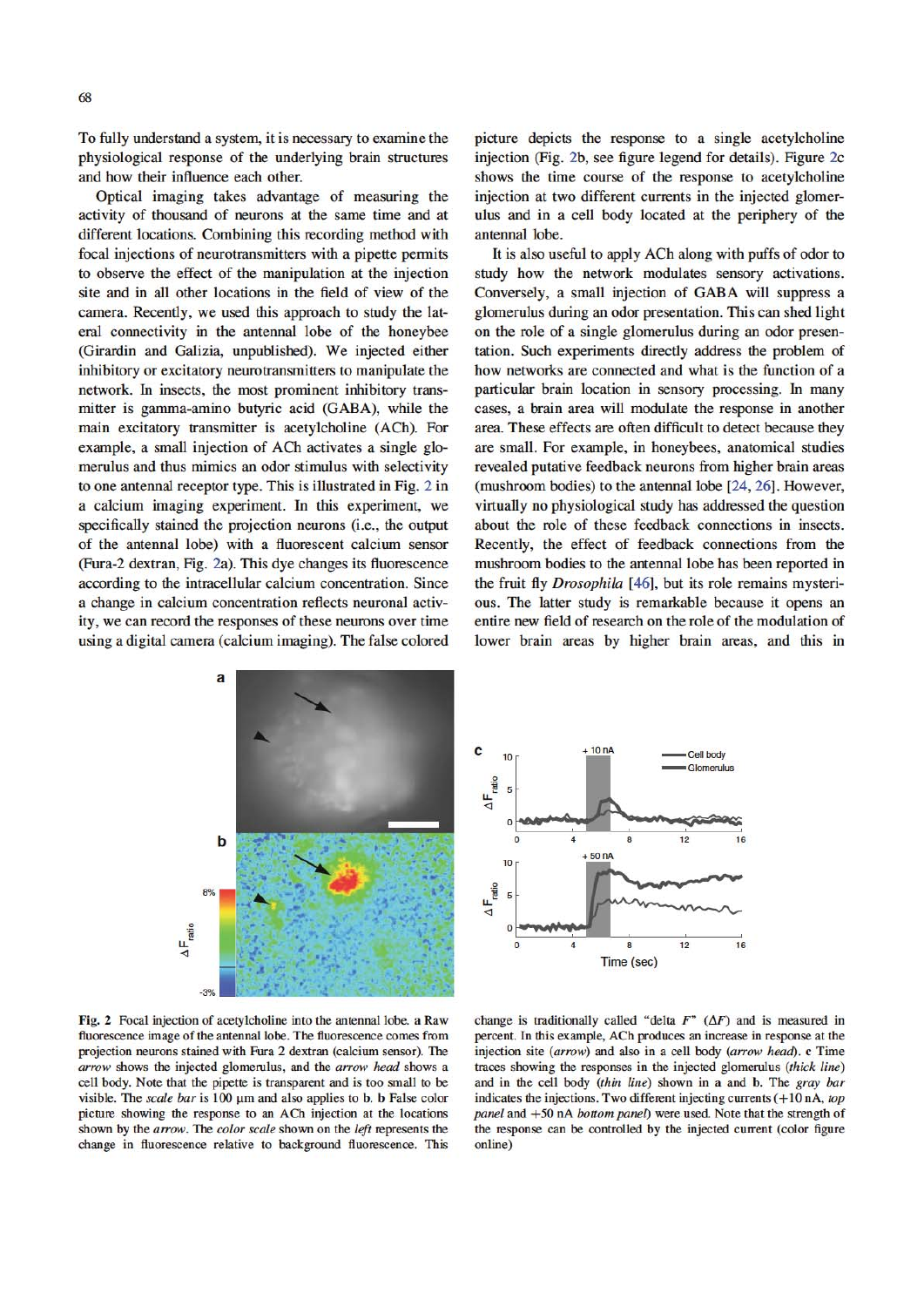To fully understand a system, it is necessary to examine the physiological response of the underlying brain structures and how their influence each other.

Optical imaging takes advantage of measuring the activity of thousand of neurons at the same time and at different locations. Combining this recording method with focal injections of neurotransmitters with a pipette permits to observe the effect of the manipulation at the injection site and in all other locations in the field of view of the camera. Recently, we used this approach to study the lateral connectivity in the antennal lobe of the honeybee (Girardin and Galizia, unpublished). We injected either inhibitory or excitatory neurotransmitters to manipulate the network. In insects, the most prominent inhibitory transmitter is gamma-amino butyric acid (GABA), while the main excitatory transmitter is acetylcholine (ACh). For example, a small injection of ACh activates a single glomerulus and thus mimics an odor stimulus with selectivity to one antennal receptor type. This is illustrated in Fig. 2 in a calcium imaging experiment. In this experiment, we specifically stained the projection neurons (i.e., the output of the antennal lobe) with a fluorescent calcium sensor (Fura-2 dextran, Fig. 2a). This dye changes its fluorescence according to the intracellular calcium concentration. Since a change in calcium concentration reflects neuronal activity, we can record the responses of these neurons over time using a digital camera (calcium imaging). The false colored picture depicts the response to a single acetylcholine injection (Fig. 2b, see figure legend for details). Figure 2c shows the time course of the response to acetylcholine injection at two different currents in the injected glomerulus and in a cell body located at the periphery of the antennal lobe.

It is also useful to apply ACh along with puffs of odor to study how the network modulates sensory activations. Conversely, a small injection of GABA will suppress a glomerulus during an odor presentation. This can shed light on the role of a single glomerulus during an odor presentation. Such experiments directly address the problem of how networks are connected and what is the function of a particular brain location in sensory processing. In many cases, a brain area will modulate the response in another area. These effects are often difficult to detect because they are small. For example, in honeybees, anatomical studies revealed putative feedback neurons from higher brain areas (mushroom bodies) to the antennal lobe [24, 26]. However, virtually no physiological study has addressed the question about the role of these feedback connections in insects. Recently, the effect of feedback connections from the mushroom bodies to the antennal lobe has been reported in the fruit fly *Drosophila* [46], but its role remains mysterious. The latter study is remarkable because it opens an entire new field of research on the role of the modulation of lower brain areas by higher brain areas, and this in

a

b

8%

-3%

$\Delta F_{ratio}$

c

+ 10 nA

Cell body

Glomerulus

10

5

0

$\Delta F_{ratio}$

0 4 8 12 16

+ 50 nA

10

5

0

$\Delta F_{ratio}$

0 4 8 12 16

Time (sec)

**Fig. 2** Focal injection of acetylcholine into the antennal lobe. **a** Raw fluorescence image of the antennal lobe. The fluorescence comes from projection neurons stained with Fura 2 dextran (calcium sensor). The *arrow* shows the injected glomerulus, and the *arrow head* shows a cell body. Note that the pipette is transparent and is too small to be visible. The *scale bar* is 100 μm and also applies to b. **b** False color picture showing the response to an ACh injection at the locations shown by the *arrow*. The *color scale* shown on the *left* represents the change in fluorescence relative to background fluorescence. This change is traditionally called "delta *F*" (Δ*F*) and is measured in percent. In this example, ACh produces an increase in response at the injection site (*arrow*) and also in a cell body (*arrow head*). **c** Time traces showing the responses in the injected glomerulus (*thick line*) and in the cell body (*thin line*) shown in a and b. The *gray bar* indicates the injections. Two different injecting currents (+10 nA, *top panel* and +50 nA *bottom panel*) were used. Note that the strength of the response can be controlled by the injected current (color figure online)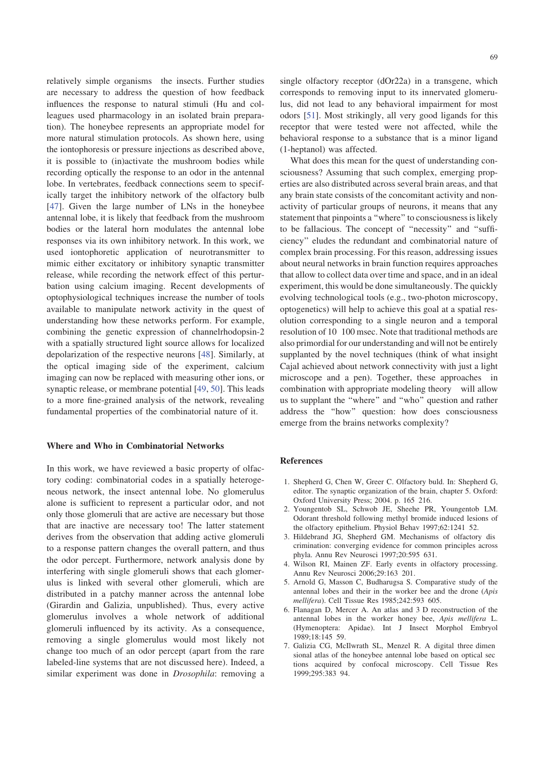relatively simple organisms  the insects. Further studies are necessary to address the question of how feedback influences the response to natural stimuli (Hu and colleagues used pharmacology in an isolated brain preparation). The honeybee represents an appropriate model for more natural stimulation protocols. As shown here, using the iontophoresis or pressure injections as described above, it is possible to (in)activate the mushroom bodies while recording optically the response to an odor in the antennal lobe. In vertebrates, feedback connections seem to specifically target the inhibitory network of the olfactory bulb [47]. Given the large number of LNs in the honeybee antennal lobe, it is likely that feedback from the mushroom bodies or the lateral horn modulates the antennal lobe responses via its own inhibitory network. In this work, we used iontophoretic application of neurotransmitter to mimic either excitatory or inhibitory synaptic transmitter release, while recording the network effect of this perturbation using calcium imaging. Recent developments of optophysiological techniques increase the number of tools available to manipulate network activity in the quest of understanding how these networks perform. For example, combining the genetic expression of channelrhodopsin-2 with a spatially structured light source allows for localized depolarization of the respective neurons [48]. Similarly, at the optical imaging side of the experiment, calcium imaging can now be replaced with measuring other ions, or synaptic release, or membrane potential [49, 50]. This leads to a more fine-grained analysis of the network, revealing fundamental properties of the combinatorial nature of it.

## Where and Who in Combinatorial Networks

In this work, we have reviewed a basic property of olfactory coding: combinatorial codes in a spatially heterogeneous network, the insect antennal lobe. No glomerulus alone is sufficient to represent a particular odor, and not only those glomeruli that are active are necessary but those that are inactive are necessary too! The latter statement derives from the observation that adding active glomeruli to a response pattern changes the overall pattern, and thus the odor percept. Furthermore, network analysis done by interfering with single glomeruli shows that each glomerulus is linked with several other glomeruli, which are distributed in a patchy manner across the antennal lobe (Girardin and Galizia, unpublished). Thus, every active glomerulus involves a whole network of additional glomeruli influenced by its activity. As a consequence, removing a single glomerulus would most likely not change too much of an odor percept (apart from the rare labeled-line systems that are not discussed here). Indeed, a similar experiment was done in *Drosophila*: removing a single olfactory receptor (dOr22a) in a transgene, which corresponds to removing input to its innervated glomerulus, did not lead to any behavioral impairment for most odors [51]. Most strikingly, all very good ligands for this receptor that were tested were not affected, while the behavioral response to a substance that is a minor ligand (1-heptanol) was affected.

What does this mean for the quest of understanding consciousness? Assuming that such complex, emerging properties are also distributed across several brain areas, and that any brain state consists of the concomitant activity and nonactivity of particular groups of neurons, it means that any statement that pinpoints a "where" to consciousness is likely to be fallacious. The concept of "necessity" and "sufficiency" eludes the redundant and combinatorial nature of complex brain processing. For this reason, addressing issues about neural networks in brain function requires approaches that allow to collect data over time and space, and in an ideal experiment, this would be done simultaneously. The quickly evolving technological tools (e.g., two-photon microscopy, optogenetics) will help to achieve this goal at a spatial resolution corresponding to a single neuron and a temporal resolution of 10 100 msec. Note that traditional methods are also primordial for our understanding and will not be entirely supplanted by the novel techniques (think of what insight Cajal achieved about network connectivity with just a light microscope and a pen). Together, these approaches  in combination with appropriate modeling theory  will allow us to supplant the "where" and "who" question and rather address the "how" question: how does consciousness emerge from the brains networks complexity?

## References

1. Shepherd G, Chen W, Greer C. Olfactory buld. In: Shepherd G, editor. The synaptic organization of the brain, chapter 5. Oxford: Oxford University Press; 2004. p. 165 216.
2. Youngentob SL, Schwob JE, Sheehe PR, Youngentob LM. Odorant threshold following methyl bromide induced lesions of the olfactory epithelium. Physiol Behav 1997;62:1241 52.
3. Hildebrand JG, Shepherd GM. Mechanisms of olfactory dis crimination: converging evidence for common principles across phyla. Annu Rev Neurosci 1997;20:595 631.
4. Wilson RI, Mainen ZF. Early events in olfactory processing. Annu Rev Neurosci 2006;29:163 201.
5. Arnold G, Masson C, Budharugsa S. Comparative study of the antennal lobes and their in the worker bee and the drone (*Apis mellifera*). Cell Tissue Res 1985;242:593 605.
6. Flanagan D, Mercer A. An atlas and 3 D reconstruction of the antennal lobes in the worker honey bee, *Apis mellifera* L. (Hymenoptera: Apidae). Int J Insect Morphol Embryol 1989;18:145 59.
7. Galizia CG, McIlwrath SL, Menzel R. A digital three dimen sional atlas of the honeybee antennal lobe based on optical sec tions acquired by confocal microscopy. Cell Tissue Res 1999;295:383 94.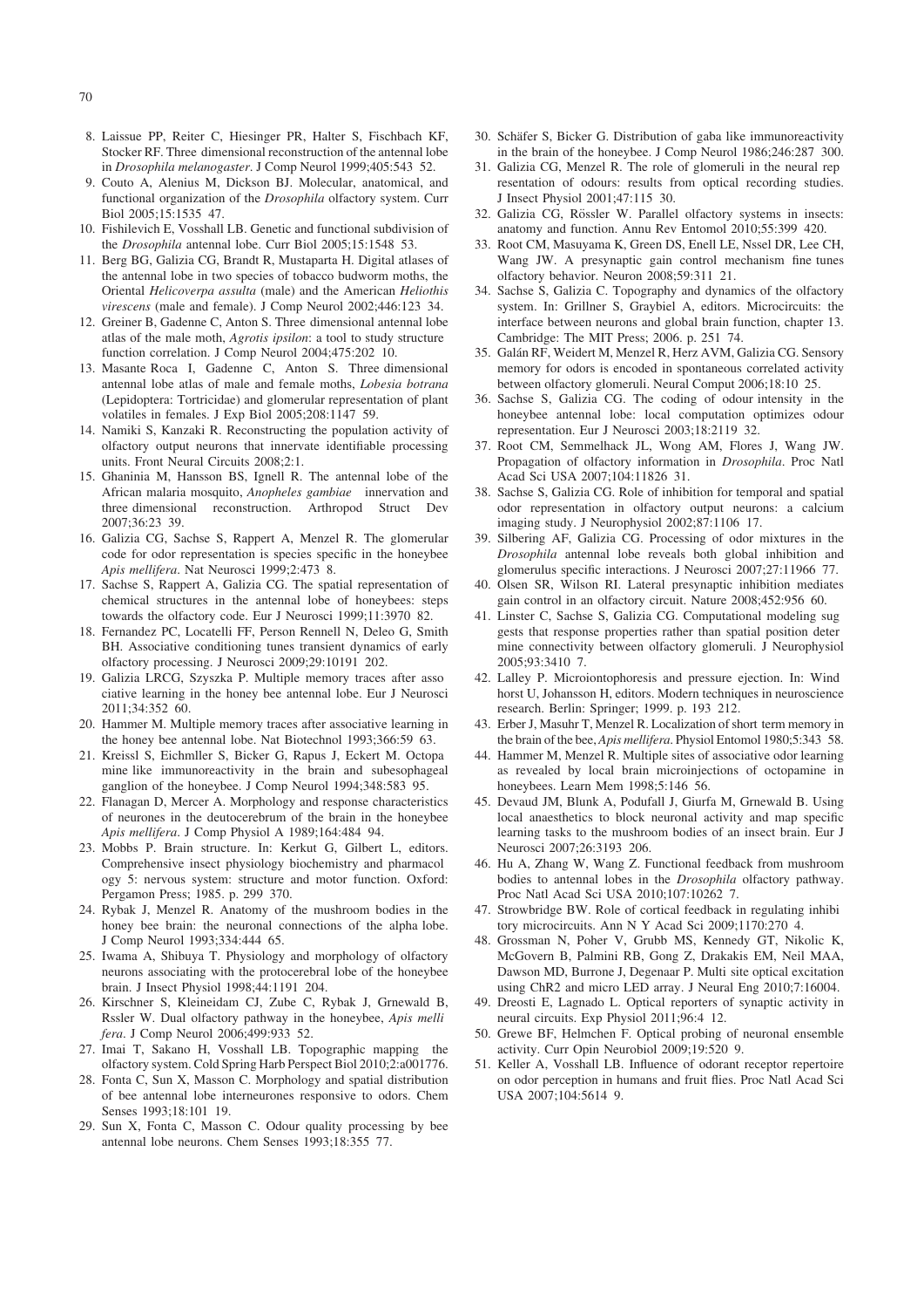8. Laissue PP, Reiter C, Hiesinger PR, Halter S, Fischbach KF, Stocker RF. Three dimensional reconstruction of the antennal lobe in *Drosophila melanogaster*. J Comp Neurol 1999;405:543 52.
9. Couto A, Alenius M, Dickson BJ. Molecular, anatomical, and functional organization of the *Drosophila* olfactory system. Curr Biol 2005;15:1535 47.
10. Fishilevich E, Vosshall LB. Genetic and functional subdivision of the *Drosophila* antennal lobe. Curr Biol 2005;15:1548 53.
11. Berg BG, Galizia CG, Brandt R, Mustaparta H. Digital atlases of the antennal lobe in two species of tobacco budworm moths, the Oriental *Helicoverpa assulta* (male) and the American *Heliothis virescens* (male and female). J Comp Neurol 2002;446:123 34.
12. Greiner B, Gadenne C, Anton S. Three dimensional antennal lobe atlas of the male moth, *Agrotis ipsilon*: a tool to study structure function correlation. J Comp Neurol 2004;475:202 10.
13. Masante Roca I, Gadenne C, Anton S. Three dimensional antennal lobe atlas of male and female moths, *Lobesia botrana* (Lepidoptera: Tortricidae) and glomerular representation of plant volatiles in females. J Exp Biol 2005;208:1147 59.
14. Namiki S, Kanzaki R. Reconstructing the population activity of olfactory output neurons that innervate identifiable processing units. Front Neural Circuits 2008;2:1.
15. Ghaninia M, Hansson BS, Ignell R. The antennal lobe of the African malaria mosquito, *Anopheles gambiae* innervation and three dimensional reconstruction. Arthropod Struct Dev 2007;36:23 39.
16. Galizia CG, Sachse S, Rappert A, Menzel R. The glomerular code for odor representation is species specific in the honeybee *Apis mellifera*. Nat Neurosci 1999;2:473 8.
17. Sachse S, Rappert A, Galizia CG. The spatial representation of chemical structures in the antennal lobe of honeybees: steps towards the olfactory code. Eur J Neurosci 1999;11:3970 82.
18. Fernandez PC, Locatelli FF, Person Rennell N, Deleo G, Smith BH. Associative conditioning tunes transient dynamics of early olfactory processing. J Neurosci 2009;29:10191 202.
19. Galizia LRCG, Szyszka P. Multiple memory traces after associative learning in the honey bee antennal lobe. Eur J Neurosci 2011;34:352 60.
20. Hammer M. Multiple memory traces after associative learning in the honey bee antennal lobe. Nat Biotechnol 1993;366:59 63.
21. Kreissl S, Eichmller S, Bicker G, Rapus J, Eckert M. Octopamine like immunoreactivity in the brain and subesophageal ganglion of the honeybee. J Comp Neurol 1994;348:583 95.
22. Flanagan D, Mercer A. Morphology and response characteristics of neurones in the deutocerebrum of the brain in the honeybee *Apis mellifera*. J Comp Physiol A 1989;164:484 94.
23. Mobbs P. Brain structure. In: Kerkut G, Gilbert L, editors. Comprehensive insect physiology biochemistry and pharmacology 5: nervous system: structure and motor function. Oxford: Pergamon Press; 1985. p. 299 370.
24. Rybak J, Menzel R. Anatomy of the mushroom bodies in the honey bee brain: the neuronal connections of the alpha lobe. J Comp Neurol 1993;334:444 65.
25. Iwama A, Shibuya T. Physiology and morphology of olfactory neurons associating with the protocerebral lobe of the honeybee brain. J Insect Physiol 1998;44:1191 204.
26. Kirschner S, Kleineidam CJ, Zube C, Rybak J, Grnewald B, Rssler W. Dual olfactory pathway in the honeybee, *Apis mellifera*. J Comp Neurol 2006;499:933 52.
27. Imai T, Sakano H, Vosshall LB. Topographic mapping the olfactory system. Cold Spring Harb Perspect Biol 2010;2:a001776.
28. Fonta C, Sun X, Masson C. Morphology and spatial distribution of bee antennal lobe interneurones responsive to odors. Chem Senses 1993;18:101 19.
29. Sun X, Fonta C, Masson C. Odour quality processing by bee antennal lobe neurons. Chem Senses 1993;18:355 77.
30. Schäfer S, Bicker G. Distribution of gaba like immunoreactivity in the brain of the honeybee. J Comp Neurol 1986;246:287 300.
31. Galizia CG, Menzel R. The role of glomeruli in the neural representation of odours: results from optical recording studies. J Insect Physiol 2001;47:115 30.
32. Galizia CG, Rössler W. Parallel olfactory systems in insects: anatomy and function. Annu Rev Entomol 2010;55:399 420.
33. Root CM, Masuyama K, Green DS, Enell LE, Nssel DR, Lee CH, Wang JW. A presynaptic gain control mechanism fine tunes olfactory behavior. Neuron 2008;59:311 21.
34. Sachse S, Galizia C. Topography and dynamics of the olfactory system. In: Grillner S, Graybiel A, editors. Microcircuits: the interface between neurons and global brain function, chapter 13. Cambridge: The MIT Press; 2006. p. 251 74.
35. Galán RF, Weidert M, Menzel R, Herz AVM, Galizia CG. Sensory memory for odors is encoded in spontaneous correlated activity between olfactory glomeruli. Neural Comput 2006;18:10 25.
36. Sachse S, Galizia CG. The coding of odour intensity in the honeybee antennal lobe: local computation optimizes odour representation. Eur J Neurosci 2003;18:2119 32.
37. Root CM, Semmelhack JL, Wong AM, Flores J, Wang JW. Propagation of olfactory information in *Drosophila*. Proc Natl Acad Sci USA 2007;104:11826 31.
38. Sachse S, Galizia CG. Role of inhibition for temporal and spatial odor representation in olfactory output neurons: a calcium imaging study. J Neurophysiol 2002;87:1106 17.
39. Silbering AF, Galizia CG. Processing of odor mixtures in the *Drosophila* antennal lobe reveals both global inhibition and glomerulus specific interactions. J Neurosci 2007;27:11966 77.
40. Olsen SR, Wilson RI. Lateral presynaptic inhibition mediates gain control in an olfactory circuit. Nature 2008;452:956 60.
41. Linster C, Sachse S, Galizia CG. Computational modeling suggests that response properties rather than spatial position determine connectivity between olfactory glomeruli. J Neurophysiol 2005;93:3410 7.
42. Lalley P. Microiontophoresis and pressure ejection. In: Windhorst U, Johansson H, editors. Modern techniques in neuroscience research. Berlin: Springer; 1999. p. 193 212.
43. Erber J, Masuhr T, Menzel R. Localization of short term memory in the brain of the bee, *Apis mellifera*. Physiol Entomol 1980;5:343 58.
44. Hammer M, Menzel R. Multiple sites of associative odor learning as revealed by local brain microinjections of octopamine in honeybees. Learn Mem 1998;5:146 56.
45. Devaud JM, Blunk A, Podufall J, Giurfa M, Grnewald B. Using local anaesthetics to block neuronal activity and map specific learning tasks to the mushroom bodies of an insect brain. Eur J Neurosci 2007;26:3193 206.
46. Hu A, Zhang W, Wang Z. Functional feedback from mushroom bodies to antennal lobes in the *Drosophila* olfactory pathway. Proc Natl Acad Sci USA 2010;107:10262 7.
47. Strowbridge BW. Role of cortical feedback in regulating inhibitory microcircuits. Ann N Y Acad Sci 2009;1170:270 4.
48. Grossman N, Poher V, Grubb MS, Kennedy GT, Nikolic K, McGovern B, Palmini RB, Gong Z, Drakakis EM, Neil MAA, Dawson MD, Burrone J, Degenaar P. Multi site optical excitation using ChR2 and micro LED array. J Neural Eng 2010;7:16004.
49. Dreosti E, Lagnado L. Optical reporters of synaptic activity in neural circuits. Exp Physiol 2011;96:4 12.
50. Grewe BF, Helmchen F. Optical probing of neuronal ensemble activity. Curr Opin Neurobiol 2009;19:520 9.
51. Keller A, Vosshall LB. Influence of odorant receptor repertoire on odor perception in humans and fruit flies. Proc Natl Acad Sci USA 2007;104:5614 9.